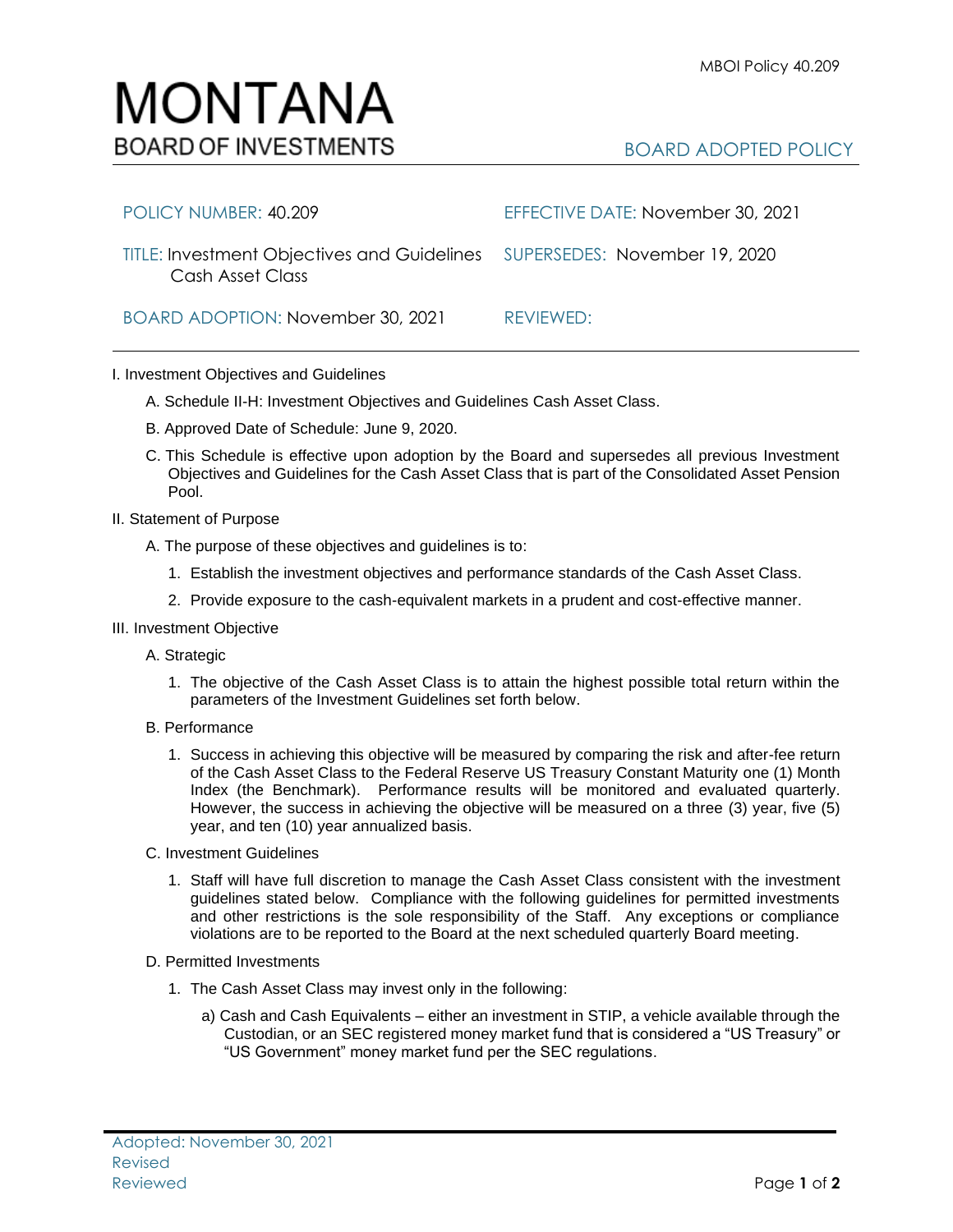# MONTANA
BOARD OF INVESTMENTS

BOARD ADOPTED POLICY

POLICY NUMBER: 40.209

EFFECTIVE DATE: November 30, 2021

TITLE: Investment Objectives and Guidelines Cash Asset Class

SUPERSEDES: November 19, 2020

BOARD ADOPTION: November 30, 2021

REVIEWED:

---

I. Investment Objectives and Guidelines

   A. Schedule II-H: Investment Objectives and Guidelines Cash Asset Class.

   B. Approved Date of Schedule: June 9, 2020.

   C. This Schedule is effective upon adoption by the Board and supersedes all previous Investment Objectives and Guidelines for the Cash Asset Class that is part of the Consolidated Asset Pension Pool.

II. Statement of Purpose

   A. The purpose of these objectives and guidelines is to:

      1. Establish the investment objectives and performance standards of the Cash Asset Class.

      2. Provide exposure to the cash-equivalent markets in a prudent and cost-effective manner.

III. Investment Objective

   A. Strategic

      1. The objective of the Cash Asset Class is to attain the highest possible total return within the parameters of the Investment Guidelines set forth below.

   B. Performance

      1. Success in achieving this objective will be measured by comparing the risk and after-fee return of the Cash Asset Class to the Federal Reserve US Treasury Constant Maturity one (1) Month Index (the Benchmark). Performance results will be monitored and evaluated quarterly. However, the success in achieving the objective will be measured on a three (3) year, five (5) year, and ten (10) year annualized basis.

   C. Investment Guidelines

      1. Staff will have full discretion to manage the Cash Asset Class consistent with the investment guidelines stated below. Compliance with the following guidelines for permitted investments and other restrictions is the sole responsibility of the Staff. Any exceptions or compliance violations are to be reported to the Board at the next scheduled quarterly Board meeting.

   D. Permitted Investments

      1. The Cash Asset Class may invest only in the following:

         a) Cash and Cash Equivalents – either an investment in STIP, a vehicle available through the Custodian, or an SEC registered money market fund that is considered a "US Treasury" or "US Government" money market fund per the SEC regulations.

Adopted: November 30, 2021
Revised
Reviewed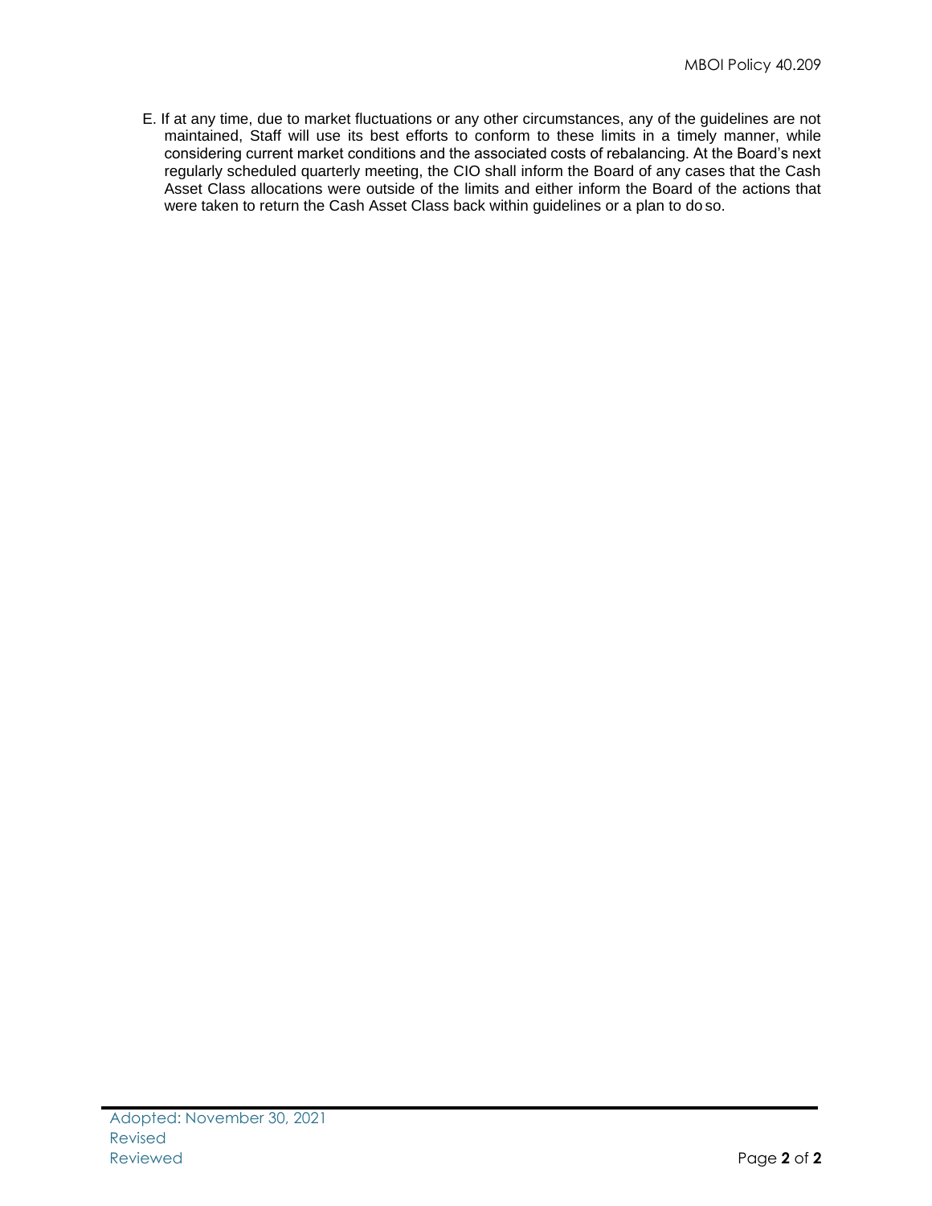E. If at any time, due to market fluctuations or any other circumstances, any of the guidelines are not maintained, Staff will use its best efforts to conform to these limits in a timely manner, while considering current market conditions and the associated costs of rebalancing. At the Board's next regularly scheduled quarterly meeting, the CIO shall inform the Board of any cases that the Cash Asset Class allocations were outside of the limits and either inform the Board of the actions that were taken to return the Cash Asset Class back within guidelines or a plan to do so.

Adopted: November 30, 2021
Revised
Reviewed